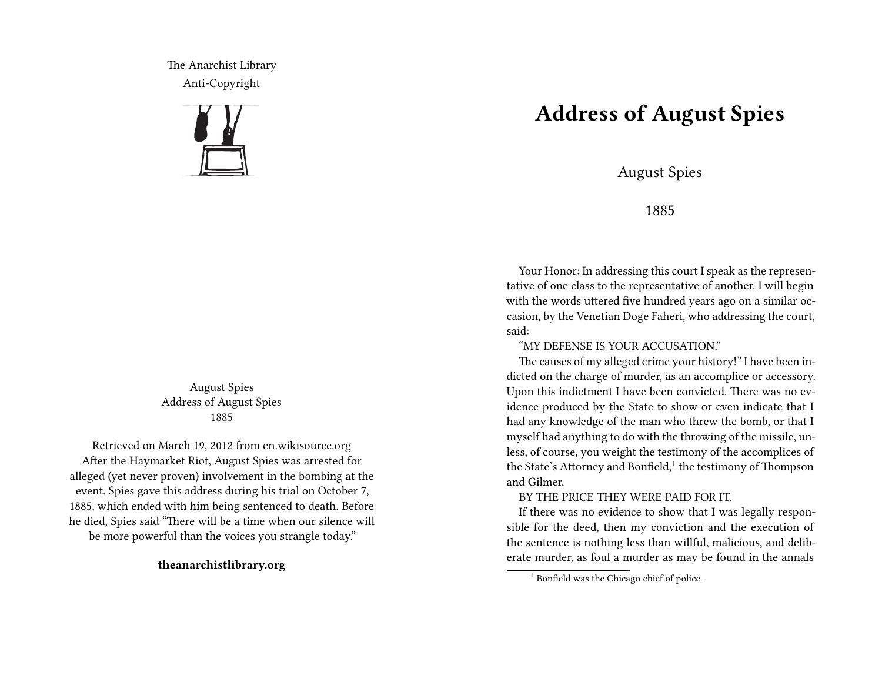The Anarchist Library
Anti-Copyright

August Spies
Address of August Spies
1885

Retrieved on March 19, 2012 from en.wikisource.org
After the Haymarket Riot, August Spies was arrested for alleged (yet never proven) involvement in the bombing at the event. Spies gave this address during his trial on October 7, 1885, which ended with him being sentenced to death. Before he died, Spies said "There will be a time when our silence will be more powerful than the voices you strangle today."

**theanarchistlibrary.org**

# Address of August Spies

August Spies

1885

Your Honor: In addressing this court I speak as the representative of one class to the representative of another. I will begin with the words uttered five hundred years ago on a similar occasion, by the Venetian Doge Faheri, who addressing the court, said:

"MY DEFENSE IS YOUR ACCUSATION."

The causes of my alleged crime your history!" I have been indicted on the charge of murder, as an accomplice or accessory. Upon this indictment I have been convicted. There was no evidence produced by the State to show or even indicate that I had any knowledge of the man who threw the bomb, or that I myself had anything to do with the throwing of the missile, unless, of course, you weight the testimony of the accomplices of the State's Attorney and Bonfield,[1] the testimony of Thompson and Gilmer,

BY THE PRICE THEY WERE PAID FOR IT.

If there was no evidence to show that I was legally responsible for the deed, then my conviction and the execution of the sentence is nothing less than willful, malicious, and deliberate murder, as foul a murder as may be found in the annals

[1] Bonfield was the Chicago chief of police.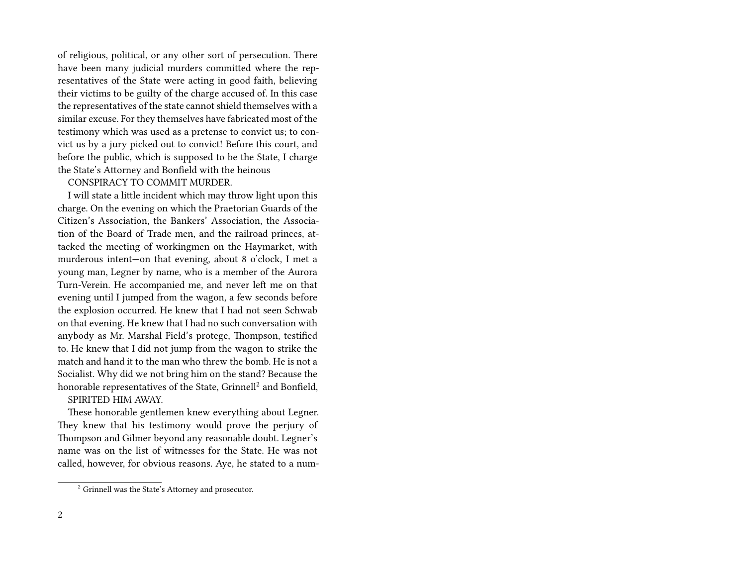of religious, political, or any other sort of persecution. There have been many judicial murders committed where the representatives of the State were acting in good faith, believing their victims to be guilty of the charge accused of. In this case the representatives of the state cannot shield themselves with a similar excuse. For they themselves have fabricated most of the testimony which was used as a pretense to convict us; to convict us by a jury picked out to convict! Before this court, and before the public, which is supposed to be the State, I charge the State's Attorney and Bonfield with the heinous

CONSPIRACY TO COMMIT MURDER.

I will state a little incident which may throw light upon this charge. On the evening on which the Praetorian Guards of the Citizen's Association, the Bankers' Association, the Association of the Board of Trade men, and the railroad princes, attacked the meeting of workingmen on the Haymarket, with murderous intent—on that evening, about 8 o'clock, I met a young man, Legner by name, who is a member of the Aurora Turn-Verein. He accompanied me, and never left me on that evening until I jumped from the wagon, a few seconds before the explosion occurred. He knew that I had not seen Schwab on that evening. He knew that I had no such conversation with anybody as Mr. Marshal Field's protege, Thompson, testified to. He knew that I did not jump from the wagon to strike the match and hand it to the man who threw the bomb. He is not a Socialist. Why did we not bring him on the stand? Because the honorable representatives of the State, Grinnell[2] and Bonfield,

SPIRITED HIM AWAY.

These honorable gentlemen knew everything about Legner. They knew that his testimony would prove the perjury of Thompson and Gilmer beyond any reasonable doubt. Legner's name was on the list of witnesses for the State. He was not called, however, for obvious reasons. Aye, he stated to a num-

[2] Grinnell was the State's Attorney and prosecutor.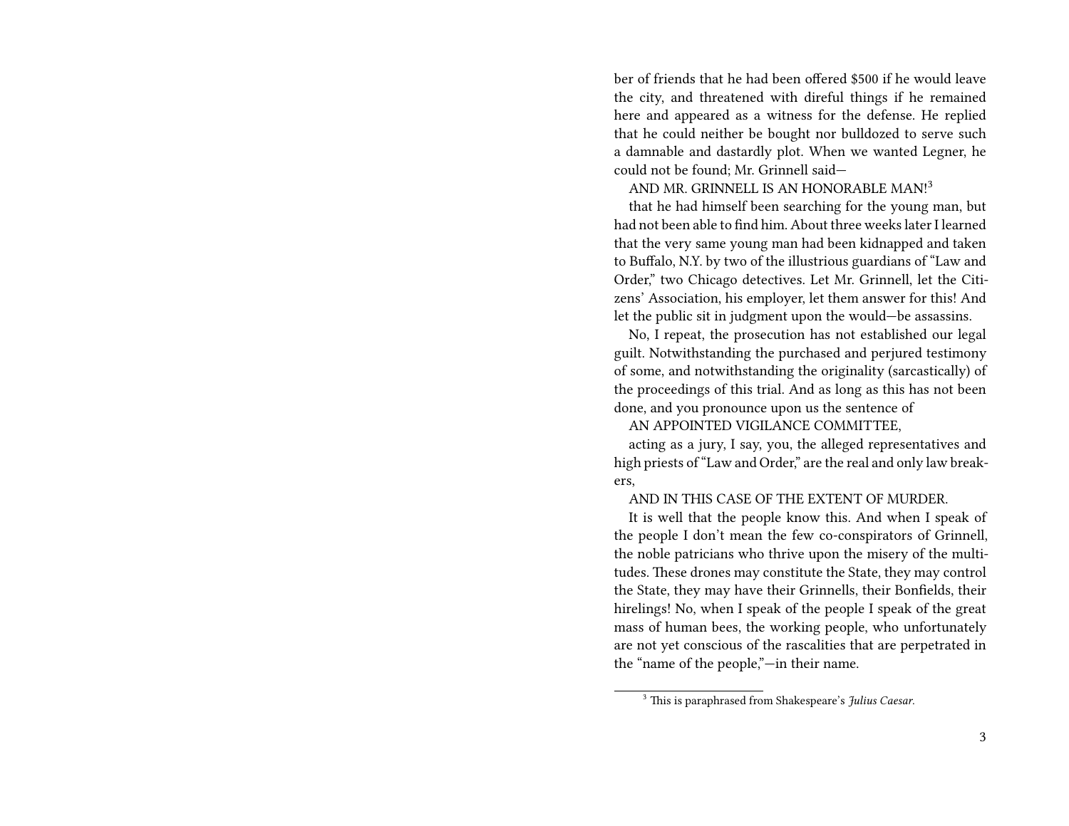ber of friends that he had been offered $500 if he would leave the city, and threatened with direful things if he remained here and appeared as a witness for the defense. He replied that he could neither be bought nor bulldozed to serve such a damnable and dastardly plot. When we wanted Legner, he could not be found; Mr. Grinnell said—

AND MR. GRINNELL IS AN HONORABLE MAN![3]

that he had himself been searching for the young man, but had not been able to find him. About three weeks later I learned that the very same young man had been kidnapped and taken to Buffalo, N.Y. by two of the illustrious guardians of "Law and Order," two Chicago detectives. Let Mr. Grinnell, let the Citizens' Association, his employer, let them answer for this! And let the public sit in judgment upon the would—be assassins.

No, I repeat, the prosecution has not established our legal guilt. Notwithstanding the purchased and perjured testimony of some, and notwithstanding the originality (sarcastically) of the proceedings of this trial. And as long as this has not been done, and you pronounce upon us the sentence of

AN APPOINTED VIGILANCE COMMITTEE,

acting as a jury, I say, you, the alleged representatives and high priests of "Law and Order," are the real and only law breakers,

AND IN THIS CASE OF THE EXTENT OF MURDER.

It is well that the people know this. And when I speak of the people I don't mean the few co-conspirators of Grinnell, the noble patricians who thrive upon the misery of the multitudes. These drones may constitute the State, they may control the State, they may have their Grinnells, their Bonfields, their hirelings! No, when I speak of the people I speak of the great mass of human bees, the working people, who unfortunately are not yet conscious of the rascalities that are perpetrated in the "name of the people,"—in their name.

---

[3] This is paraphrased from Shakespeare's *Julius Caesar*.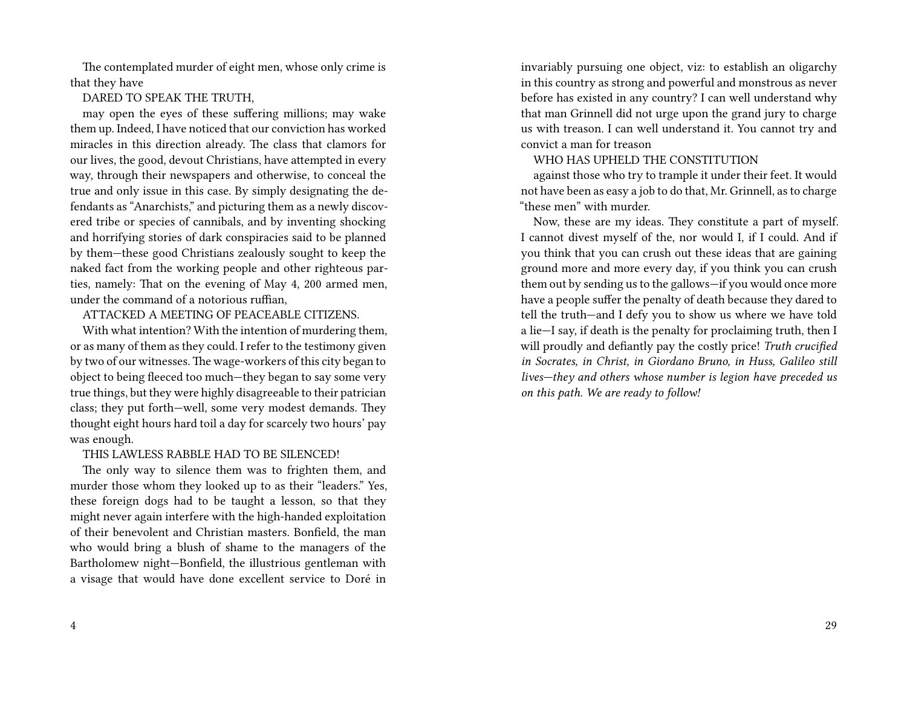The contemplated murder of eight men, whose only crime is that they have

DARED TO SPEAK THE TRUTH,

may open the eyes of these suffering millions; may wake them up. Indeed, I have noticed that our conviction has worked miracles in this direction already. The class that clamors for our lives, the good, devout Christians, have attempted in every way, through their newspapers and otherwise, to conceal the true and only issue in this case. By simply designating the defendants as "Anarchists," and picturing them as a newly discovered tribe or species of cannibals, and by inventing shocking and horrifying stories of dark conspiracies said to be planned by them—these good Christians zealously sought to keep the naked fact from the working people and other righteous parties, namely: That on the evening of May 4, 200 armed men, under the command of a notorious ruffian,

ATTACKED A MEETING OF PEACEABLE CITIZENS.

With what intention? With the intention of murdering them, or as many of them as they could. I refer to the testimony given by two of our witnesses. The wage-workers of this city began to object to being fleeced too much—they began to say some very true things, but they were highly disagreeable to their patrician class; they put forth—well, some very modest demands. They thought eight hours hard toil a day for scarcely two hours' pay was enough.

THIS LAWLESS RABBLE HAD TO BE SILENCED!

The only way to silence them was to frighten them, and murder those whom they looked up to as their "leaders." Yes, these foreign dogs had to be taught a lesson, so that they might never again interfere with the high-handed exploitation of their benevolent and Christian masters. Bonfield, the man who would bring a blush of shame to the managers of the Bartholomew night—Bonfield, the illustrious gentleman with a visage that would have done excellent service to Doré in

invariably pursuing one object, viz: to establish an oligarchy in this country as strong and powerful and monstrous as never before has existed in any country? I can well understand why that man Grinnell did not urge upon the grand jury to charge us with treason. I can well understand it. You cannot try and convict a man for treason

WHO HAS UPHELD THE CONSTITUTION

against those who try to trample it under their feet. It would not have been as easy a job to do that, Mr. Grinnell, as to charge "these men" with murder.

Now, these are my ideas. They constitute a part of myself. I cannot divest myself of the, nor would I, if I could. And if you think that you can crush out these ideas that are gaining ground more and more every day, if you think you can crush them out by sending us to the gallows—if you would once more have a people suffer the penalty of death because they dared to tell the truth—and I defy you to show us where we have told a lie—I say, if death is the penalty for proclaiming truth, then I will proudly and defiantly pay the costly price! *Truth crucified in Socrates, in Christ, in Giordano Bruno, in Huss, Galileo still lives—they and others whose number is legion have preceded us on this path. We are ready to follow!*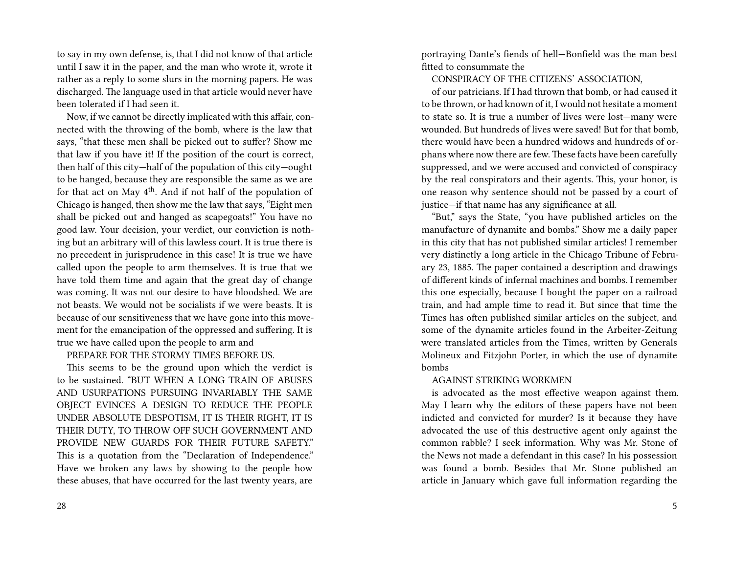to say in my own defense, is, that I did not know of that article until I saw it in the paper, and the man who wrote it, wrote it rather as a reply to some slurs in the morning papers. He was discharged. The language used in that article would never have been tolerated if I had seen it.

Now, if we cannot be directly implicated with this affair, connected with the throwing of the bomb, where is the law that says, "that these men shall be picked out to suffer? Show me that law if you have it! If the position of the court is correct, then half of this city—half of the population of this city—ought to be hanged, because they are responsible the same as we are for that act on May 4th. And if not half of the population of Chicago is hanged, then show me the law that says, "Eight men shall be picked out and hanged as scapegoats!" You have no good law. Your decision, your verdict, our conviction is nothing but an arbitrary will of this lawless court. It is true there is no precedent in jurisprudence in this case! It is true we have called upon the people to arm themselves. It is true that we have told them time and again that the great day of change was coming. It was not our desire to have bloodshed. We are not beasts. We would not be socialists if we were beasts. It is because of our sensitiveness that we have gone into this movement for the emancipation of the oppressed and suffering. It is true we have called upon the people to arm and

PREPARE FOR THE STORMY TIMES BEFORE US.

This seems to be the ground upon which the verdict is to be sustained. "BUT WHEN A LONG TRAIN OF ABUSES AND USURPATIONS PURSUING INVARIABLY THE SAME OBJECT EVINCES A DESIGN TO REDUCE THE PEOPLE UNDER ABSOLUTE DESPOTISM, IT IS THEIR RIGHT, IT IS THEIR DUTY, TO THROW OFF SUCH GOVERNMENT AND PROVIDE NEW GUARDS FOR THEIR FUTURE SAFETY." This is a quotation from the "Declaration of Independence." Have we broken any laws by showing to the people how these abuses, that have occurred for the last twenty years, are

portraying Dante's fiends of hell—Bonfield was the man best fitted to consummate the

CONSPIRACY OF THE CITIZENS' ASSOCIATION,

of our patricians. If I had thrown that bomb, or had caused it to be thrown, or had known of it, I would not hesitate a moment to state so. It is true a number of lives were lost—many were wounded. But hundreds of lives were saved! But for that bomb, there would have been a hundred widows and hundreds of orphans where now there are few. These facts have been carefully suppressed, and we were accused and convicted of conspiracy by the real conspirators and their agents. This, your honor, is one reason why sentence should not be passed by a court of justice—if that name has any significance at all.

"But," says the State, "you have published articles on the manufacture of dynamite and bombs." Show me a daily paper in this city that has not published similar articles! I remember very distinctly a long article in the Chicago Tribune of February 23, 1885. The paper contained a description and drawings of different kinds of infernal machines and bombs. I remember this one especially, because I bought the paper on a railroad train, and had ample time to read it. But since that time the Times has often published similar articles on the subject, and some of the dynamite articles found in the Arbeiter-Zeitung were translated articles from the Times, written by Generals Molineux and Fitzjohn Porter, in which the use of dynamite bombs

AGAINST STRIKING WORKMEN

is advocated as the most effective weapon against them. May I learn why the editors of these papers have not been indicted and convicted for murder? Is it because they have advocated the use of this destructive agent only against the common rabble? I seek information. Why was Mr. Stone of the News not made a defendant in this case? In his possession was found a bomb. Besides that Mr. Stone published an article in January which gave full information regarding the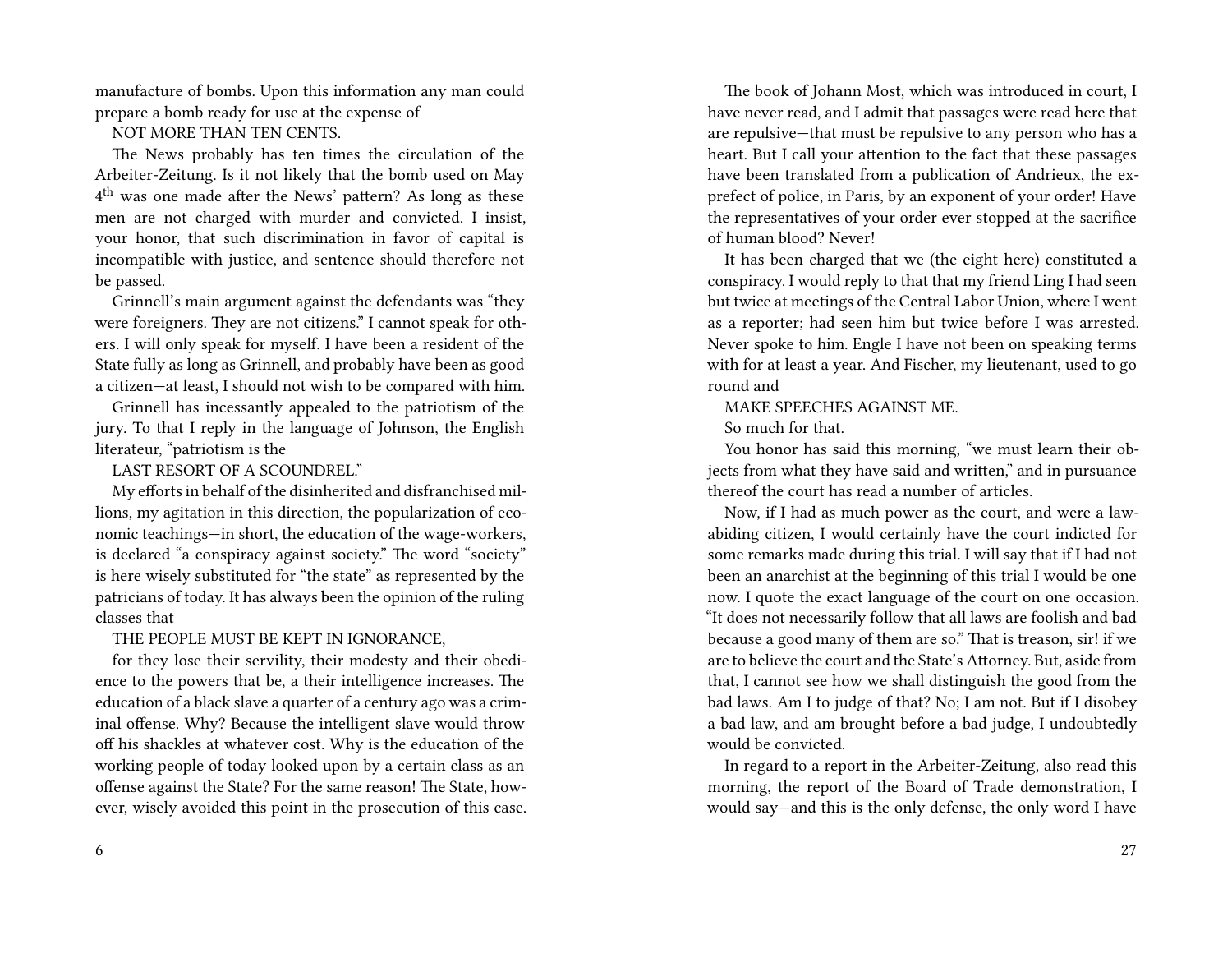manufacture of bombs. Upon this information any man could prepare a bomb ready for use at the expense of

NOT MORE THAN TEN CENTS.

The News probably has ten times the circulation of the Arbeiter-Zeitung. Is it not likely that the bomb used on May 4th was one made after the News' pattern? As long as these men are not charged with murder and convicted. I insist, your honor, that such discrimination in favor of capital is incompatible with justice, and sentence should therefore not be passed.

Grinnell's main argument against the defendants was "they were foreigners. They are not citizens." I cannot speak for others. I will only speak for myself. I have been a resident of the State fully as long as Grinnell, and probably have been as good a citizen—at least, I should not wish to be compared with him.

Grinnell has incessantly appealed to the patriotism of the jury. To that I reply in the language of Johnson, the English literateur, "patriotism is the

LAST RESORT OF A SCOUNDREL."

My efforts in behalf of the disinherited and disfranchised millions, my agitation in this direction, the popularization of economic teachings—in short, the education of the wage-workers, is declared "a conspiracy against society." The word "society" is here wisely substituted for "the state" as represented by the patricians of today. It has always been the opinion of the ruling classes that

THE PEOPLE MUST BE KEPT IN IGNORANCE,

for they lose their servility, their modesty and their obedience to the powers that be, a their intelligence increases. The education of a black slave a quarter of a century ago was a criminal offense. Why? Because the intelligent slave would throw off his shackles at whatever cost. Why is the education of the working people of today looked upon by a certain class as an offense against the State? For the same reason! The State, however, wisely avoided this point in the prosecution of this case.

The book of Johann Most, which was introduced in court, I have never read, and I admit that passages were read here that are repulsive—that must be repulsive to any person who has a heart. But I call your attention to the fact that these passages have been translated from a publication of Andrieux, the ex-prefect of police, in Paris, by an exponent of your order! Have the representatives of your order ever stopped at the sacrifice of human blood? Never!

It has been charged that we (the eight here) constituted a conspiracy. I would reply to that that my friend Ling I had seen but twice at meetings of the Central Labor Union, where I went as a reporter; had seen him but twice before I was arrested. Never spoke to him. Engle I have not been on speaking terms with for at least a year. And Fischer, my lieutenant, used to go round and

MAKE SPEECHES AGAINST ME.

So much for that.

You honor has said this morning, "we must learn their objects from what they have said and written," and in pursuance thereof the court has read a number of articles.

Now, if I had as much power as the court, and were a law-abiding citizen, I would certainly have the court indicted for some remarks made during this trial. I will say that if I had not been an anarchist at the beginning of this trial I would be one now. I quote the exact language of the court on one occasion. "It does not necessarily follow that all laws are foolish and bad because a good many of them are so." That is treason, sir! if we are to believe the court and the State's Attorney. But, aside from that, I cannot see how we shall distinguish the good from the bad laws. Am I to judge of that? No; I am not. But if I disobey a bad law, and am brought before a bad judge, I undoubtedly would be convicted.

In regard to a report in the Arbeiter-Zeitung, also read this morning, the report of the Board of Trade demonstration, I would say—and this is the only defense, the only word I have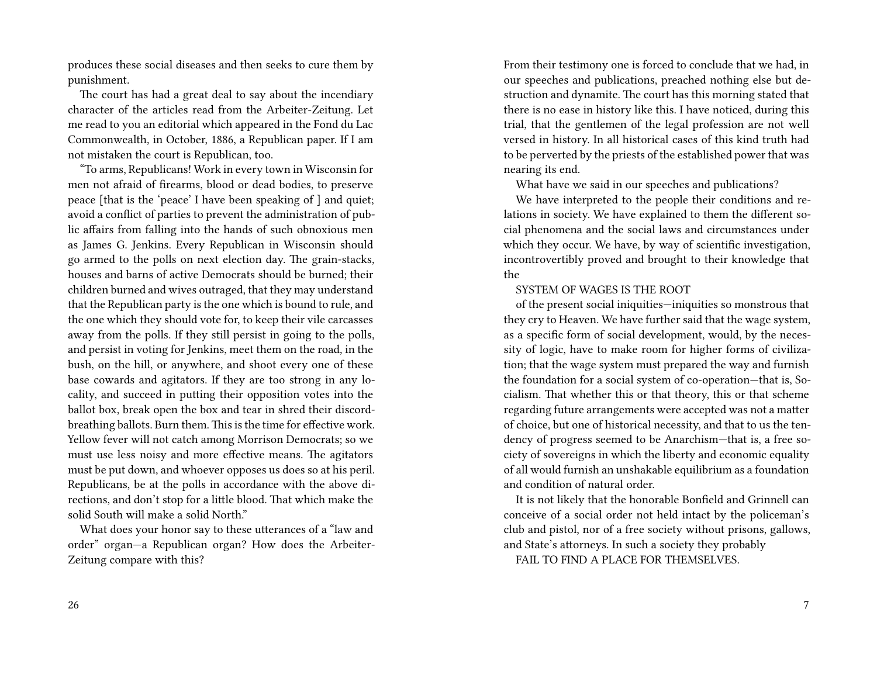produces these social diseases and then seeks to cure them by punishment.

The court has had a great deal to say about the incendiary character of the articles read from the Arbeiter-Zeitung. Let me read to you an editorial which appeared in the Fond du Lac Commonwealth, in October, 1886, a Republican paper. If I am not mistaken the court is Republican, too.

"To arms, Republicans! Work in every town in Wisconsin for men not afraid of firearms, blood or dead bodies, to preserve peace [that is the 'peace' I have been speaking of ] and quiet; avoid a conflict of parties to prevent the administration of public affairs from falling into the hands of such obnoxious men as James G. Jenkins. Every Republican in Wisconsin should go armed to the polls on next election day. The grain-stacks, houses and barns of active Democrats should be burned; their children burned and wives outraged, that they may understand that the Republican party is the one which is bound to rule, and the one which they should vote for, to keep their vile carcasses away from the polls. If they still persist in going to the polls, and persist in voting for Jenkins, meet them on the road, in the bush, on the hill, or anywhere, and shoot every one of these base cowards and agitators. If they are too strong in any locality, and succeed in putting their opposition votes into the ballot box, break open the box and tear in shred their discord-breathing ballots. Burn them. This is the time for effective work. Yellow fever will not catch among Morrison Democrats; so we must use less noisy and more effective means. The agitators must be put down, and whoever opposes us does so at his peril. Republicans, be at the polls in accordance with the above directions, and don't stop for a little blood. That which make the solid South will make a solid North."

What does your honor say to these utterances of a "law and order" organ—a Republican organ? How does the Arbeiter-Zeitung compare with this?

From their testimony one is forced to conclude that we had, in our speeches and publications, preached nothing else but destruction and dynamite. The court has this morning stated that there is no ease in history like this. I have noticed, during this trial, that the gentlemen of the legal profession are not well versed in history. In all historical cases of this kind truth had to be perverted by the priests of the established power that was nearing its end.

What have we said in our speeches and publications?

We have interpreted to the people their conditions and relations in society. We have explained to them the different social phenomena and the social laws and circumstances under which they occur. We have, by way of scientific investigation, incontrovertibly proved and brought to their knowledge that the

SYSTEM OF WAGES IS THE ROOT

of the present social iniquities—iniquities so monstrous that they cry to Heaven. We have further said that the wage system, as a specific form of social development, would, by the necessity of logic, have to make room for higher forms of civilization; that the wage system must prepared the way and furnish the foundation for a social system of co-operation—that is, Socialism. That whether this or that theory, this or that scheme regarding future arrangements were accepted was not a matter of choice, but one of historical necessity, and that to us the tendency of progress seemed to be Anarchism—that is, a free society of sovereigns in which the liberty and economic equality of all would furnish an unshakable equilibrium as a foundation and condition of natural order.

It is not likely that the honorable Bonfield and Grinnell can conceive of a social order not held intact by the policeman's club and pistol, nor of a free society without prisons, gallows, and State's attorneys. In such a society they probably

FAIL TO FIND A PLACE FOR THEMSELVES.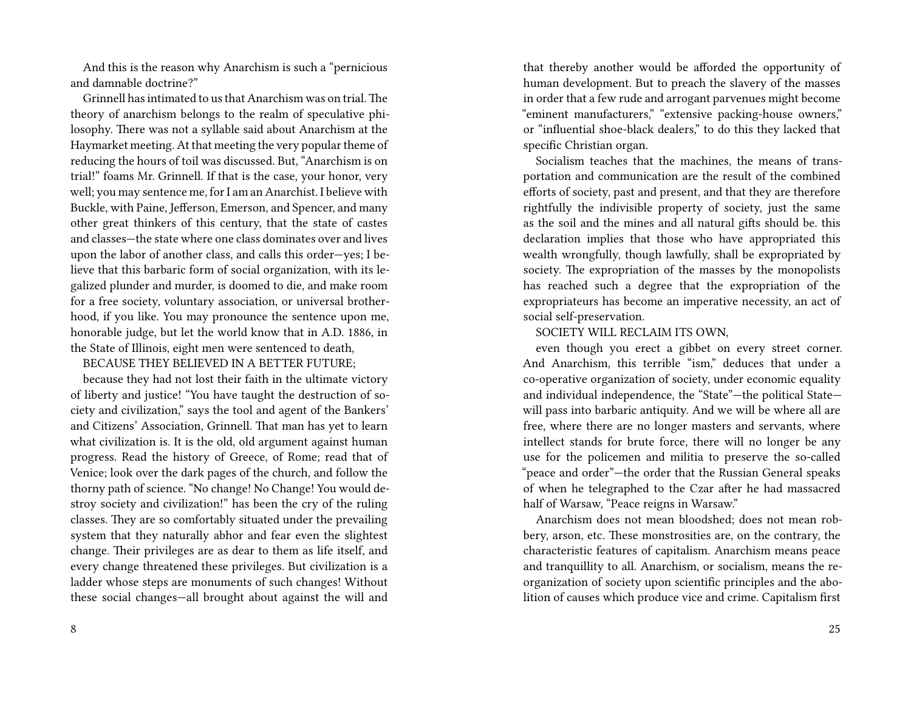And this is the reason why Anarchism is such a "pernicious and damnable doctrine?"

Grinnell has intimated to us that Anarchism was on trial. The theory of anarchism belongs to the realm of speculative philosophy. There was not a syllable said about Anarchism at the Haymarket meeting. At that meeting the very popular theme of reducing the hours of toil was discussed. But, "Anarchism is on trial!" foams Mr. Grinnell. If that is the case, your honor, very well; you may sentence me, for I am an Anarchist. I believe with Buckle, with Paine, Jefferson, Emerson, and Spencer, and many other great thinkers of this century, that the state of castes and classes—the state where one class dominates over and lives upon the labor of another class, and calls this order—yes; I believe that this barbaric form of social organization, with its legalized plunder and murder, is doomed to die, and make room for a free society, voluntary association, or universal brotherhood, if you like. You may pronounce the sentence upon me, honorable judge, but let the world know that in A.D. 1886, in the State of Illinois, eight men were sentenced to death,

BECAUSE THEY BELIEVED IN A BETTER FUTURE;

because they had not lost their faith in the ultimate victory of liberty and justice! "You have taught the destruction of society and civilization," says the tool and agent of the Bankers' and Citizens' Association, Grinnell. That man has yet to learn what civilization is. It is the old, old argument against human progress. Read the history of Greece, of Rome; read that of Venice; look over the dark pages of the church, and follow the thorny path of science. "No change! No Change! You would destroy society and civilization!" has been the cry of the ruling classes. They are so comfortably situated under the prevailing system that they naturally abhor and fear even the slightest change. Their privileges are as dear to them as life itself, and every change threatened these privileges. But civilization is a ladder whose steps are monuments of such changes! Without these social changes—all brought about against the will and

that thereby another would be afforded the opportunity of human development. But to preach the slavery of the masses in order that a few rude and arrogant parvenues might become "eminent manufacturers," "extensive packing-house owners," or "influential shoe-black dealers," to do this they lacked that specific Christian organ.

Socialism teaches that the machines, the means of transportation and communication are the result of the combined efforts of society, past and present, and that they are therefore rightfully the indivisible property of society, just the same as the soil and the mines and all natural gifts should be. this declaration implies that those who have appropriated this wealth wrongfully, though lawfully, shall be expropriated by society. The expropriation of the masses by the monopolists has reached such a degree that the expropriation of the expropriateurs has become an imperative necessity, an act of social self-preservation.

SOCIETY WILL RECLAIM ITS OWN,

even though you erect a gibbet on every street corner. And Anarchism, this terrible "ism," deduces that under a co-operative organization of society, under economic equality and individual independence, the "State"—the political State—will pass into barbaric antiquity. And we will be where all are free, where there are no longer masters and servants, where intellect stands for brute force, there will no longer be any use for the policemen and militia to preserve the so-called "peace and order"—the order that the Russian General speaks of when he telegraphed to the Czar after he had massacred half of Warsaw, "Peace reigns in Warsaw."

Anarchism does not mean bloodshed; does not mean robbery, arson, etc. These monstrosities are, on the contrary, the characteristic features of capitalism. Anarchism means peace and tranquillity to all. Anarchism, or socialism, means the reorganization of society upon scientific principles and the abolition of causes which produce vice and crime. Capitalism first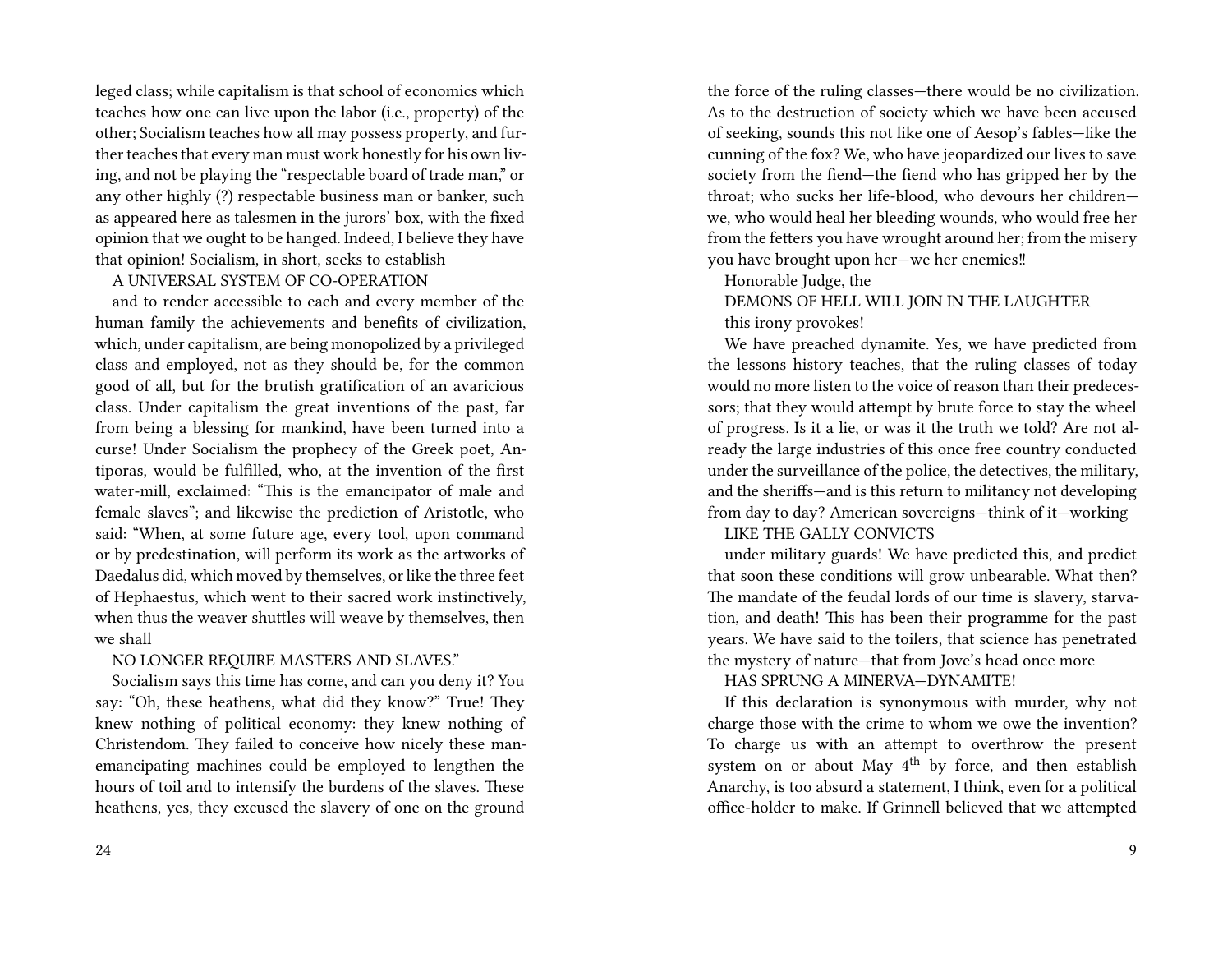leged class; while capitalism is that school of economics which teaches how one can live upon the labor (i.e., property) of the other; Socialism teaches how all may possess property, and further teaches that every man must work honestly for his own living, and not be playing the "respectable board of trade man," or any other highly (?) respectable business man or banker, such as appeared here as talesmen in the jurors' box, with the fixed opinion that we ought to be hanged. Indeed, I believe they have that opinion! Socialism, in short, seeks to establish

A UNIVERSAL SYSTEM OF CO-OPERATION

and to render accessible to each and every member of the human family the achievements and benefits of civilization, which, under capitalism, are being monopolized by a privileged class and employed, not as they should be, for the common good of all, but for the brutish gratification of an avaricious class. Under capitalism the great inventions of the past, far from being a blessing for mankind, have been turned into a curse! Under Socialism the prophecy of the Greek poet, Antiporas, would be fulfilled, who, at the invention of the first water-mill, exclaimed: "This is the emancipator of male and female slaves"; and likewise the prediction of Aristotle, who said: "When, at some future age, every tool, upon command or by predestination, will perform its work as the artworks of Daedalus did, which moved by themselves, or like the three feet of Hephaestus, which went to their sacred work instinctively, when thus the weaver shuttles will weave by themselves, then we shall

NO LONGER REQUIRE MASTERS AND SLAVES."

Socialism says this time has come, and can you deny it? You say: "Oh, these heathens, what did they know?" True! They knew nothing of political economy: they knew nothing of Christendom. They failed to conceive how nicely these man-emancipating machines could be employed to lengthen the hours of toil and to intensify the burdens of the slaves. These heathens, yes, they excused the slavery of one on the ground

the force of the ruling classes—there would be no civilization. As to the destruction of society which we have been accused of seeking, sounds this not like one of Aesop's fables—like the cunning of the fox? We, who have jeopardized our lives to save society from the fiend—the fiend who has gripped her by the throat; who sucks her life-blood, who devours her children—we, who would heal her bleeding wounds, who would free her from the fetters you have wrought around her; from the misery you have brought upon her—we her enemies‼

Honorable Judge, the

DEMONS OF HELL WILL JOIN IN THE LAUGHTER

this irony provokes!

We have preached dynamite. Yes, we have predicted from the lessons history teaches, that the ruling classes of today would no more listen to the voice of reason than their predecessors; that they would attempt by brute force to stay the wheel of progress. Is it a lie, or was it the truth we told? Are not already the large industries of this once free country conducted under the surveillance of the police, the detectives, the military, and the sheriffs—and is this return to militancy not developing from day to day? American sovereigns—think of it—working

LIKE THE GALLY CONVICTS

under military guards! We have predicted this, and predict that soon these conditions will grow unbearable. What then? The mandate of the feudal lords of our time is slavery, starvation, and death! This has been their programme for the past years. We have said to the toilers, that science has penetrated the mystery of nature—that from Jove's head once more

HAS SPRUNG A MINERVA—DYNAMITE!

If this declaration is synonymous with murder, why not charge those with the crime to whom we owe the invention? To charge us with an attempt to overthrow the present system on or about May 4th by force, and then establish Anarchy, is too absurd a statement, I think, even for a political office-holder to make. If Grinnell believed that we attempted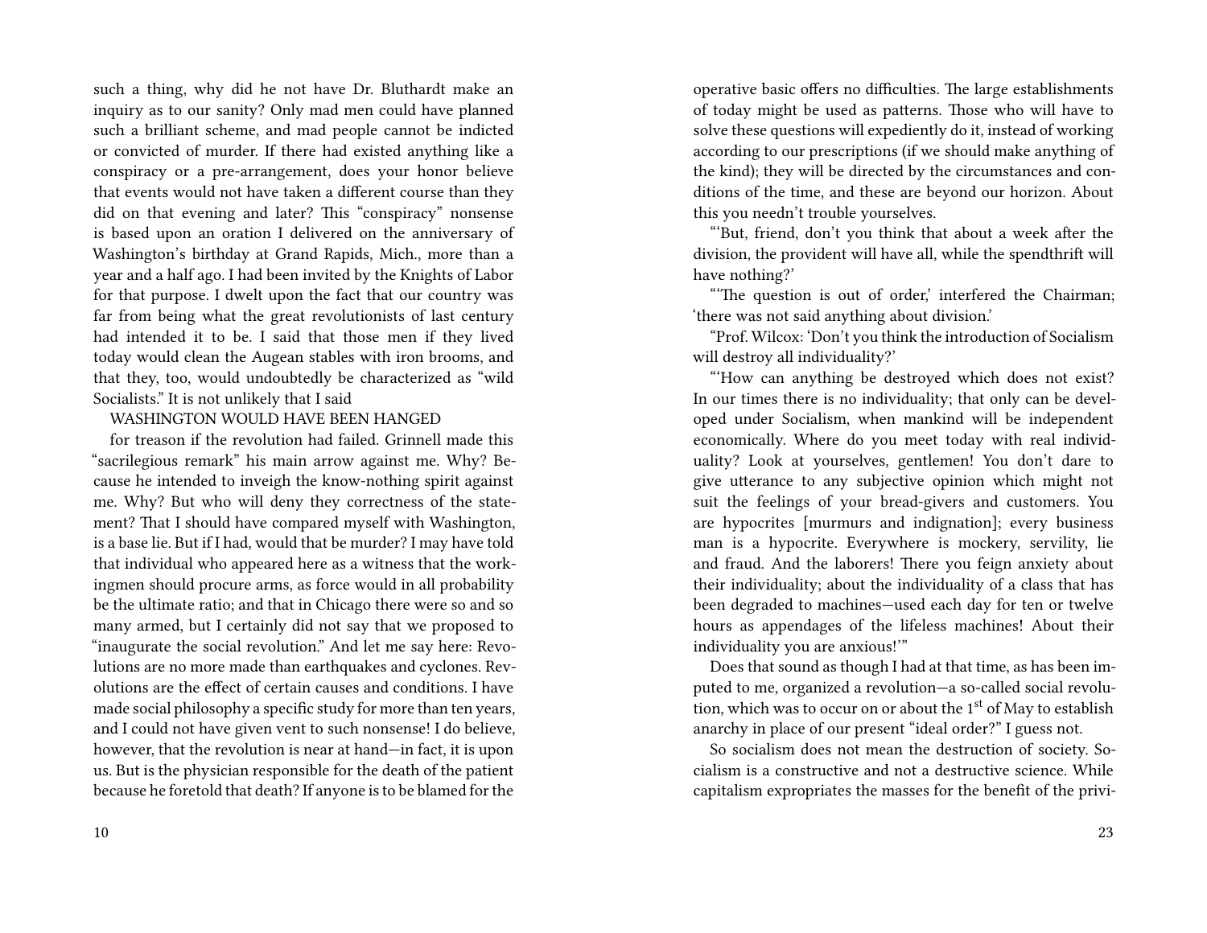such a thing, why did he not have Dr. Bluthardt make an inquiry as to our sanity? Only mad men could have planned such a brilliant scheme, and mad people cannot be indicted or convicted of murder. If there had existed anything like a conspiracy or a pre-arrangement, does your honor believe that events would not have taken a different course than they did on that evening and later? This "conspiracy" nonsense is based upon an oration I delivered on the anniversary of Washington's birthday at Grand Rapids, Mich., more than a year and a half ago. I had been invited by the Knights of Labor for that purpose. I dwelt upon the fact that our country was far from being what the great revolutionists of last century had intended it to be. I said that those men if they lived today would clean the Augean stables with iron brooms, and that they, too, would undoubtedly be characterized as "wild Socialists." It is not unlikely that I said

WASHINGTON WOULD HAVE BEEN HANGED

for treason if the revolution had failed. Grinnell made this "sacrilegious remark" his main arrow against me. Why? Because he intended to inveigh the know-nothing spirit against me. Why? But who will deny they correctness of the statement? That I should have compared myself with Washington, is a base lie. But if I had, would that be murder? I may have told that individual who appeared here as a witness that the workingmen should procure arms, as force would in all probability be the ultimate ratio; and that in Chicago there were so and so many armed, but I certainly did not say that we proposed to "inaugurate the social revolution." And let me say here: Revolutions are no more made than earthquakes and cyclones. Revolutions are the effect of certain causes and conditions. I have made social philosophy a specific study for more than ten years, and I could not have given vent to such nonsense! I do believe, however, that the revolution is near at hand—in fact, it is upon us. But is the physician responsible for the death of the patient because he foretold that death? If anyone is to be blamed for the

operative basic offers no difficulties. The large establishments of today might be used as patterns. Those who will have to solve these questions will expediently do it, instead of working according to our prescriptions (if we should make anything of the kind); they will be directed by the circumstances and conditions of the time, and these are beyond our horizon. About this you needn't trouble yourselves.

"'But, friend, don't you think that about a week after the division, the provident will have all, while the spendthrift will have nothing?'

"'The question is out of order,' interfered the Chairman; 'there was not said anything about division.'

"Prof. Wilcox: 'Don't you think the introduction of Socialism will destroy all individuality?'

"'How can anything be destroyed which does not exist? In our times there is no individuality; that only can be developed under Socialism, when mankind will be independent economically. Where do you meet today with real individuality? Look at yourselves, gentlemen! You don't dare to give utterance to any subjective opinion which might not suit the feelings of your bread-givers and customers. You are hypocrites [murmurs and indignation]; every business man is a hypocrite. Everywhere is mockery, servility, lie and fraud. And the laborers! There you feign anxiety about their individuality; about the individuality of a class that has been degraded to machines—used each day for ten or twelve hours as appendages of the lifeless machines! About their individuality you are anxious!'"

Does that sound as though I had at that time, as has been imputed to me, organized a revolution—a so-called social revolution, which was to occur on or about the 1st of May to establish anarchy in place of our present "ideal order?" I guess not.

So socialism does not mean the destruction of society. Socialism is a constructive and not a destructive science. While capitalism expropriates the masses for the benefit of the privi-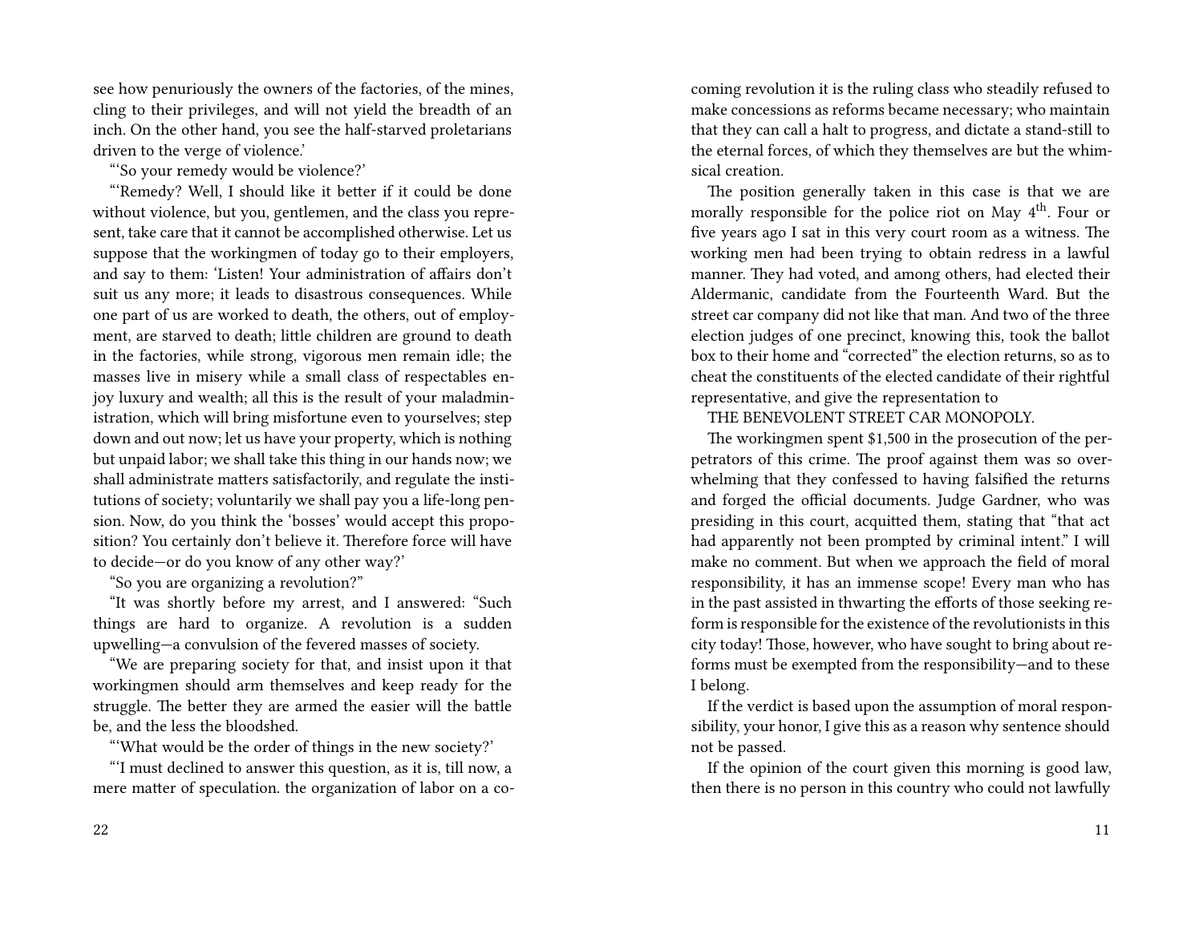see how penuriously the owners of the factories, of the mines, cling to their privileges, and will not yield the breadth of an inch. On the other hand, you see the half-starved proletarians driven to the verge of violence.'

"'So your remedy would be violence?'

"'Remedy? Well, I should like it better if it could be done without violence, but you, gentlemen, and the class you represent, take care that it cannot be accomplished otherwise. Let us suppose that the workingmen of today go to their employers, and say to them: 'Listen! Your administration of affairs don't suit us any more; it leads to disastrous consequences. While one part of us are worked to death, the others, out of employment, are starved to death; little children are ground to death in the factories, while strong, vigorous men remain idle; the masses live in misery while a small class of respectables enjoy luxury and wealth; all this is the result of your maladministration, which will bring misfortune even to yourselves; step down and out now; let us have your property, which is nothing but unpaid labor; we shall take this thing in our hands now; we shall administrate matters satisfactorily, and regulate the institutions of society; voluntarily we shall pay you a life-long pension. Now, do you think the 'bosses' would accept this proposition? You certainly don't believe it. Therefore force will have to decide—or do you know of any other way?'

"So you are organizing a revolution?"

"It was shortly before my arrest, and I answered: "Such things are hard to organize. A revolution is a sudden upwelling—a convulsion of the fevered masses of society.

"We are preparing society for that, and insist upon it that workingmen should arm themselves and keep ready for the struggle. The better they are armed the easier will the battle be, and the less the bloodshed.

"'What would be the order of things in the new society?'

"'I must declined to answer this question, as it is, till now, a mere matter of speculation. the organization of labor on a co-

coming revolution it is the ruling class who steadily refused to make concessions as reforms became necessary; who maintain that they can call a halt to progress, and dictate a stand-still to the eternal forces, of which they themselves are but the whimsical creation.

The position generally taken in this case is that we are morally responsible for the police riot on May 4th. Four or five years ago I sat in this very court room as a witness. The working men had been trying to obtain redress in a lawful manner. They had voted, and among others, had elected their Aldermanic, candidate from the Fourteenth Ward. But the street car company did not like that man. And two of the three election judges of one precinct, knowing this, took the ballot box to their home and "corrected" the election returns, so as to cheat the constituents of the elected candidate of their rightful representative, and give the representation to

THE BENEVOLENT STREET CAR MONOPOLY.

The workingmen spent $1,500 in the prosecution of the perpetrators of this crime. The proof against them was so overwhelming that they confessed to having falsified the returns and forged the official documents. Judge Gardner, who was presiding in this court, acquitted them, stating that "that act had apparently not been prompted by criminal intent." I will make no comment. But when we approach the field of moral responsibility, it has an immense scope! Every man who has in the past assisted in thwarting the efforts of those seeking reform is responsible for the existence of the revolutionists in this city today! Those, however, who have sought to bring about reforms must be exempted from the responsibility—and to these I belong.

If the verdict is based upon the assumption of moral responsibility, your honor, I give this as a reason why sentence should not be passed.

If the opinion of the court given this morning is good law, then there is no person in this country who could not lawfully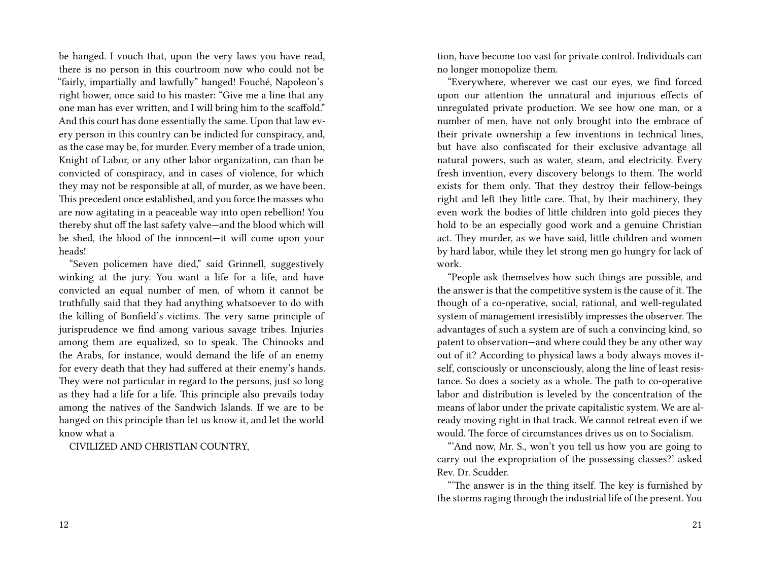be hanged. I vouch that, upon the very laws you have read, there is no person in this courtroom now who could not be "fairly, impartially and lawfully" hanged! Fouché, Napoleon's right bower, once said to his master: "Give me a line that any one man has ever written, and I will bring him to the scaffold." And this court has done essentially the same. Upon that law every person in this country can be indicted for conspiracy, and, as the case may be, for murder. Every member of a trade union, Knight of Labor, or any other labor organization, can than be convicted of conspiracy, and in cases of violence, for which they may not be responsible at all, of murder, as we have been. This precedent once established, and you force the masses who are now agitating in a peaceable way into open rebellion! You thereby shut off the last safety valve—and the blood which will be shed, the blood of the innocent—it will come upon your heads!

"Seven policemen have died," said Grinnell, suggestively winking at the jury. You want a life for a life, and have convicted an equal number of men, of whom it cannot be truthfully said that they had anything whatsoever to do with the killing of Bonfield's victims. The very same principle of jurisprudence we find among various savage tribes. Injuries among them are equalized, so to speak. The Chinooks and the Arabs, for instance, would demand the life of an enemy for every death that they had suffered at their enemy's hands. They were not particular in regard to the persons, just so long as they had a life for a life. This principle also prevails today among the natives of the Sandwich Islands. If we are to be hanged on this principle than let us know it, and let the world know what a

CIVILIZED AND CHRISTIAN COUNTRY,

tion, have become too vast for private control. Individuals can no longer monopolize them.

"Everywhere, wherever we cast our eyes, we find forced upon our attention the unnatural and injurious effects of unregulated private production. We see how one man, or a number of men, have not only brought into the embrace of their private ownership a few inventions in technical lines, but have also confiscated for their exclusive advantage all natural powers, such as water, steam, and electricity. Every fresh invention, every discovery belongs to them. The world exists for them only. That they destroy their fellow-beings right and left they little care. That, by their machinery, they even work the bodies of little children into gold pieces they hold to be an especially good work and a genuine Christian act. They murder, as we have said, little children and women by hard labor, while they let strong men go hungry for lack of work.

"People ask themselves how such things are possible, and the answer is that the competitive system is the cause of it. The though of a co-operative, social, rational, and well-regulated system of management irresistibly impresses the observer. The advantages of such a system are of such a convincing kind, so patent to observation—and where could they be any other way out of it? According to physical laws a body always moves itself, consciously or unconsciously, along the line of least resistance. So does a society as a whole. The path to co-operative labor and distribution is leveled by the concentration of the means of labor under the private capitalistic system. We are already moving right in that track. We cannot retreat even if we would. The force of circumstances drives us on to Socialism.

"'And now, Mr. S., won't you tell us how you are going to carry out the expropriation of the possessing classes?' asked Rev. Dr. Scudder.

"'The answer is in the thing itself. The key is furnished by the storms raging through the industrial life of the present. You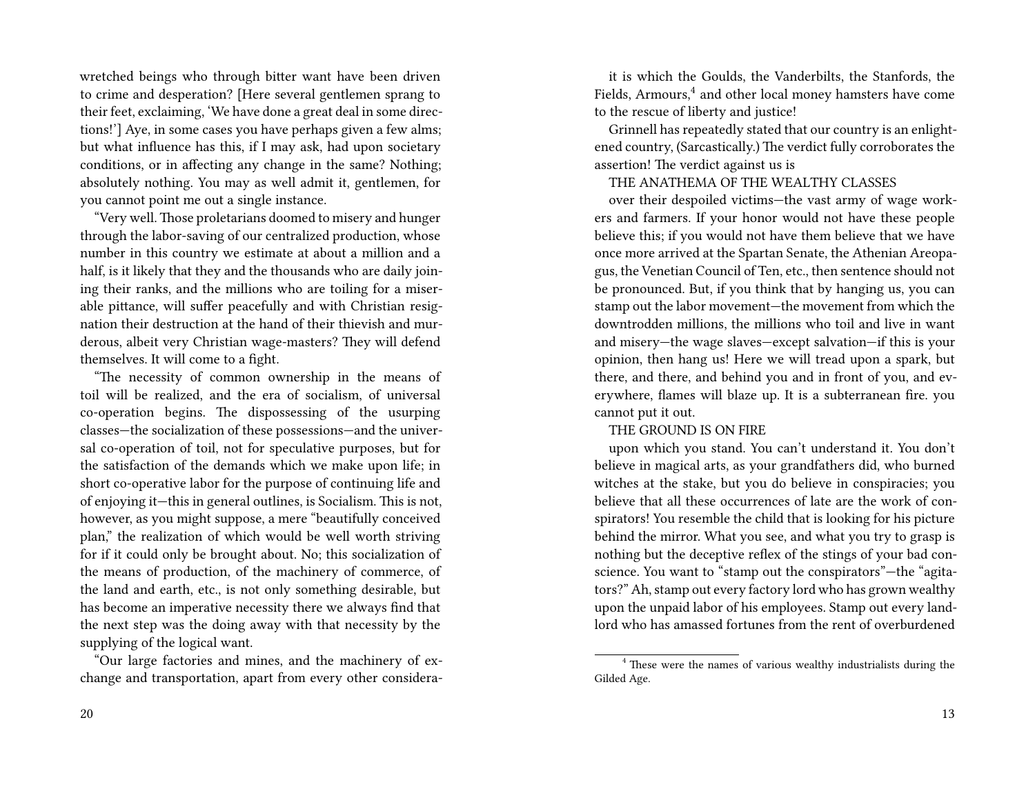wretched beings who through bitter want have been driven to crime and desperation? [Here several gentlemen sprang to their feet, exclaiming, 'We have done a great deal in some directions!'] Aye, in some cases you have perhaps given a few alms; but what influence has this, if I may ask, had upon societary conditions, or in affecting any change in the same? Nothing; absolutely nothing. You may as well admit it, gentlemen, for you cannot point me out a single instance.

"Very well. Those proletarians doomed to misery and hunger through the labor-saving of our centralized production, whose number in this country we estimate at about a million and a half, is it likely that they and the thousands who are daily joining their ranks, and the millions who are toiling for a miserable pittance, will suffer peacefully and with Christian resignation their destruction at the hand of their thievish and murderous, albeit very Christian wage-masters? They will defend themselves. It will come to a fight.

"The necessity of common ownership in the means of toil will be realized, and the era of socialism, of universal co-operation begins. The dispossessing of the usurping classes—the socialization of these possessions—and the universal co-operation of toil, not for speculative purposes, but for the satisfaction of the demands which we make upon life; in short co-operative labor for the purpose of continuing life and of enjoying it—this in general outlines, is Socialism. This is not, however, as you might suppose, a mere "beautifully conceived plan," the realization of which would be well worth striving for if it could only be brought about. No; this socialization of the means of production, of the machinery of commerce, of the land and earth, etc., is not only something desirable, but has become an imperative necessity there we always find that the next step was the doing away with that necessity by the supplying of the logical want.

"Our large factories and mines, and the machinery of exchange and transportation, apart from every other considera-

it is which the Goulds, the Vanderbilts, the Stanfords, the Fields, Armours,[4] and other local money hamsters have come to the rescue of liberty and justice!

Grinnell has repeatedly stated that our country is an enlightened country, (Sarcastically.) The verdict fully corroborates the assertion! The verdict against us is

THE ANATHEMA OF THE WEALTHY CLASSES

over their despoiled victims—the vast army of wage workers and farmers. If your honor would not have these people believe this; if you would not have them believe that we have once more arrived at the Spartan Senate, the Athenian Areopagus, the Venetian Council of Ten, etc., then sentence should not be pronounced. But, if you think that by hanging us, you can stamp out the labor movement—the movement from which the downtrodden millions, the millions who toil and live in want and misery—the wage slaves—except salvation—if this is your opinion, then hang us! Here we will tread upon a spark, but there, and there, and behind you and in front of you, and everywhere, flames will blaze up. It is a subterranean fire. you cannot put it out.

THE GROUND IS ON FIRE

upon which you stand. You can't understand it. You don't believe in magical arts, as your grandfathers did, who burned witches at the stake, but you do believe in conspiracies; you believe that all these occurrences of late are the work of conspirators! You resemble the child that is looking for his picture behind the mirror. What you see, and what you try to grasp is nothing but the deceptive reflex of the stings of your bad conscience. You want to "stamp out the conspirators"—the "agitators?" Ah, stamp out every factory lord who has grown wealthy upon the unpaid labor of his employees. Stamp out every landlord who has amassed fortunes from the rent of overburdened

[4] These were the names of various wealthy industrialists during the Gilded Age.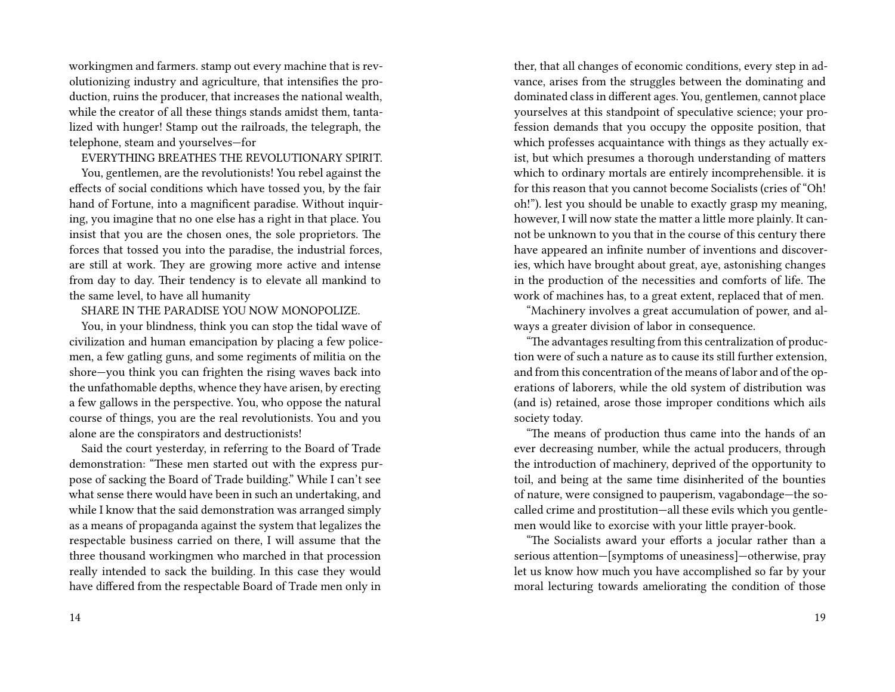workingmen and farmers. stamp out every machine that is revolutionizing industry and agriculture, that intensifies the production, ruins the producer, that increases the national wealth, while the creator of all these things stands amidst them, tantalized with hunger! Stamp out the railroads, the telegraph, the telephone, steam and yourselves—for

EVERYTHING BREATHES THE REVOLUTIONARY SPIRIT.

You, gentlemen, are the revolutionists! You rebel against the effects of social conditions which have tossed you, by the fair hand of Fortune, into a magnificent paradise. Without inquiring, you imagine that no one else has a right in that place. You insist that you are the chosen ones, the sole proprietors. The forces that tossed you into the paradise, the industrial forces, are still at work. They are growing more active and intense from day to day. Their tendency is to elevate all mankind to the same level, to have all humanity

SHARE IN THE PARADISE YOU NOW MONOPOLIZE.

You, in your blindness, think you can stop the tidal wave of civilization and human emancipation by placing a few policemen, a few gatling guns, and some regiments of militia on the shore—you think you can frighten the rising waves back into the unfathomable depths, whence they have arisen, by erecting a few gallows in the perspective. You, who oppose the natural course of things, you are the real revolutionists. You and you alone are the conspirators and destructionists!

Said the court yesterday, in referring to the Board of Trade demonstration: "These men started out with the express purpose of sacking the Board of Trade building." While I can't see what sense there would have been in such an undertaking, and while I know that the said demonstration was arranged simply as a means of propaganda against the system that legalizes the respectable business carried on there, I will assume that the three thousand workingmen who marched in that procession really intended to sack the building. In this case they would have differed from the respectable Board of Trade men only in

ther, that all changes of economic conditions, every step in advance, arises from the struggles between the dominating and dominated class in different ages. You, gentlemen, cannot place yourselves at this standpoint of speculative science; your profession demands that you occupy the opposite position, that which professes acquaintance with things as they actually exist, but which presumes a thorough understanding of matters which to ordinary mortals are entirely incomprehensible. it is for this reason that you cannot become Socialists (cries of "Oh! oh!"). lest you should be unable to exactly grasp my meaning, however, I will now state the matter a little more plainly. It cannot be unknown to you that in the course of this century there have appeared an infinite number of inventions and discoveries, which have brought about great, aye, astonishing changes in the production of the necessities and comforts of life. The work of machines has, to a great extent, replaced that of men.

"Machinery involves a great accumulation of power, and always a greater division of labor in consequence.

"The advantages resulting from this centralization of production were of such a nature as to cause its still further extension, and from this concentration of the means of labor and of the operations of laborers, while the old system of distribution was (and is) retained, arose those improper conditions which ails society today.

"The means of production thus came into the hands of an ever decreasing number, while the actual producers, through the introduction of machinery, deprived of the opportunity to toil, and being at the same time disinherited of the bounties of nature, were consigned to pauperism, vagabondage—the so-called crime and prostitution—all these evils which you gentlemen would like to exorcise with your little prayer-book.

"The Socialists award your efforts a jocular rather than a serious attention—[symptoms of uneasiness]—otherwise, pray let us know how much you have accomplished so far by your moral lecturing towards ameliorating the condition of those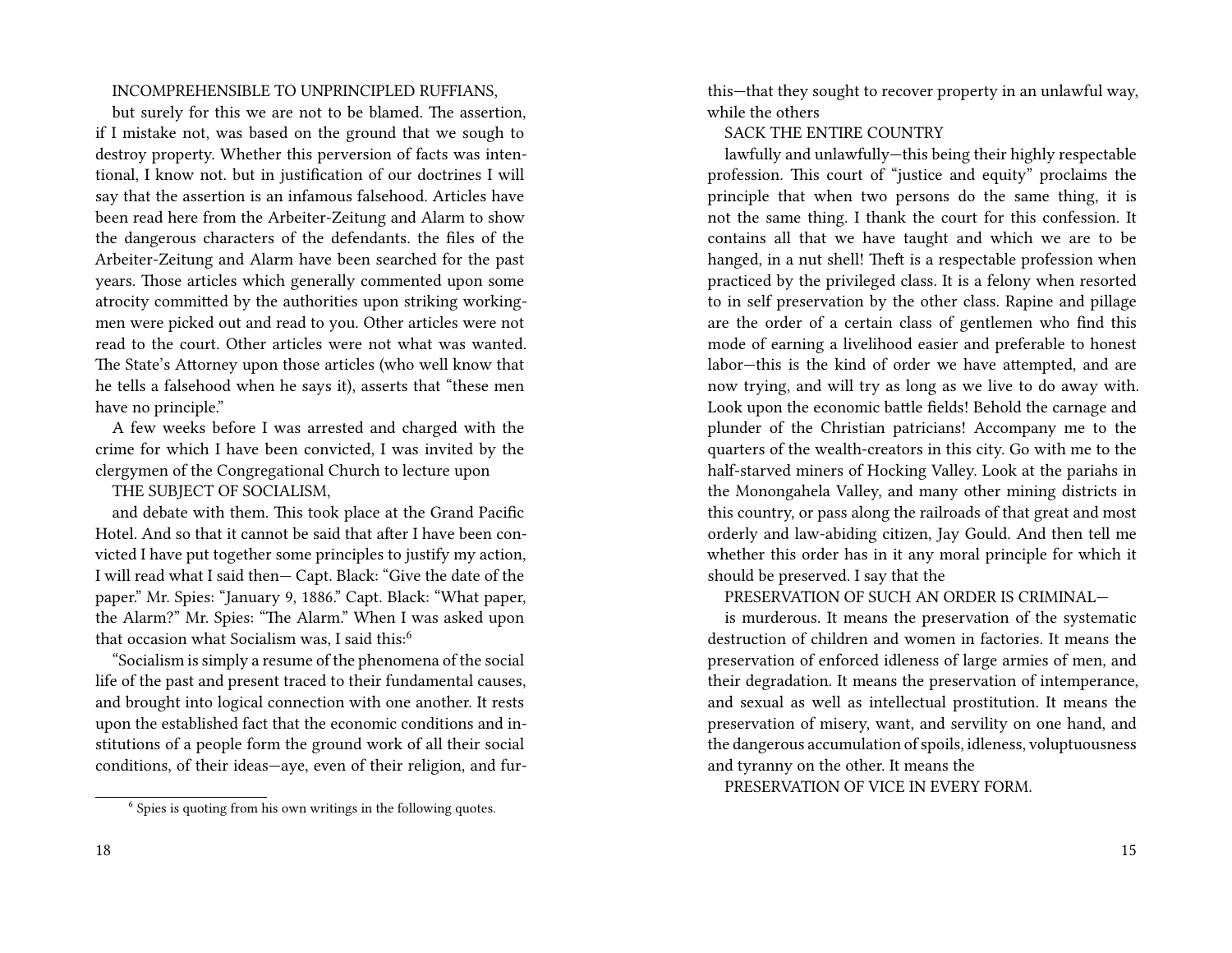INCOMPREHENSIBLE TO UNPRINCIPLED RUFFIANS,

but surely for this we are not to be blamed. The assertion, if I mistake not, was based on the ground that we sough to destroy property. Whether this perversion of facts was intentional, I know not. but in justification of our doctrines I will say that the assertion is an infamous falsehood. Articles have been read here from the Arbeiter-Zeitung and Alarm to show the dangerous characters of the defendants. the files of the Arbeiter-Zeitung and Alarm have been searched for the past years. Those articles which generally commented upon some atrocity committed by the authorities upon striking workingmen were picked out and read to you. Other articles were not read to the court. Other articles were not what was wanted. The State's Attorney upon those articles (who well know that he tells a falsehood when he says it), asserts that "these men have no principle."

A few weeks before I was arrested and charged with the crime for which I have been convicted, I was invited by the clergymen of the Congregational Church to lecture upon

THE SUBJECT OF SOCIALISM,

and debate with them. This took place at the Grand Pacific Hotel. And so that it cannot be said that after I have been convicted I have put together some principles to justify my action, I will read what I said then— Capt. Black: "Give the date of the paper." Mr. Spies: "January 9, 1886." Capt. Black: "What paper, the Alarm?" Mr. Spies: "The Alarm." When I was asked upon that occasion what Socialism was, I said this:[6]

"Socialism is simply a resume of the phenomena of the social life of the past and present traced to their fundamental causes, and brought into logical connection with one another. It rests upon the established fact that the economic conditions and institutions of a people form the ground work of all their social conditions, of their ideas—aye, even of their religion, and fur-

[6] Spies is quoting from his own writings in the following quotes.

this—that they sought to recover property in an unlawful way, while the others

SACK THE ENTIRE COUNTRY

lawfully and unlawfully—this being their highly respectable profession. This court of "justice and equity" proclaims the principle that when two persons do the same thing, it is not the same thing. I thank the court for this confession. It contains all that we have taught and which we are to be hanged, in a nut shell! Theft is a respectable profession when practiced by the privileged class. It is a felony when resorted to in self preservation by the other class. Rapine and pillage are the order of a certain class of gentlemen who find this mode of earning a livelihood easier and preferable to honest labor—this is the kind of order we have attempted, and are now trying, and will try as long as we live to do away with. Look upon the economic battle fields! Behold the carnage and plunder of the Christian patricians! Accompany me to the quarters of the wealth-creators in this city. Go with me to the half-starved miners of Hocking Valley. Look at the pariahs in the Monongahela Valley, and many other mining districts in this country, or pass along the railroads of that great and most orderly and law-abiding citizen, Jay Gould. And then tell me whether this order has in it any moral principle for which it should be preserved. I say that the

PRESERVATION OF SUCH AN ORDER IS CRIMINAL—

is murderous. It means the preservation of the systematic destruction of children and women in factories. It means the preservation of enforced idleness of large armies of men, and their degradation. It means the preservation of intemperance, and sexual as well as intellectual prostitution. It means the preservation of misery, want, and servility on one hand, and the dangerous accumulation of spoils, idleness, voluptuousness and tyranny on the other. It means the

PRESERVATION OF VICE IN EVERY FORM.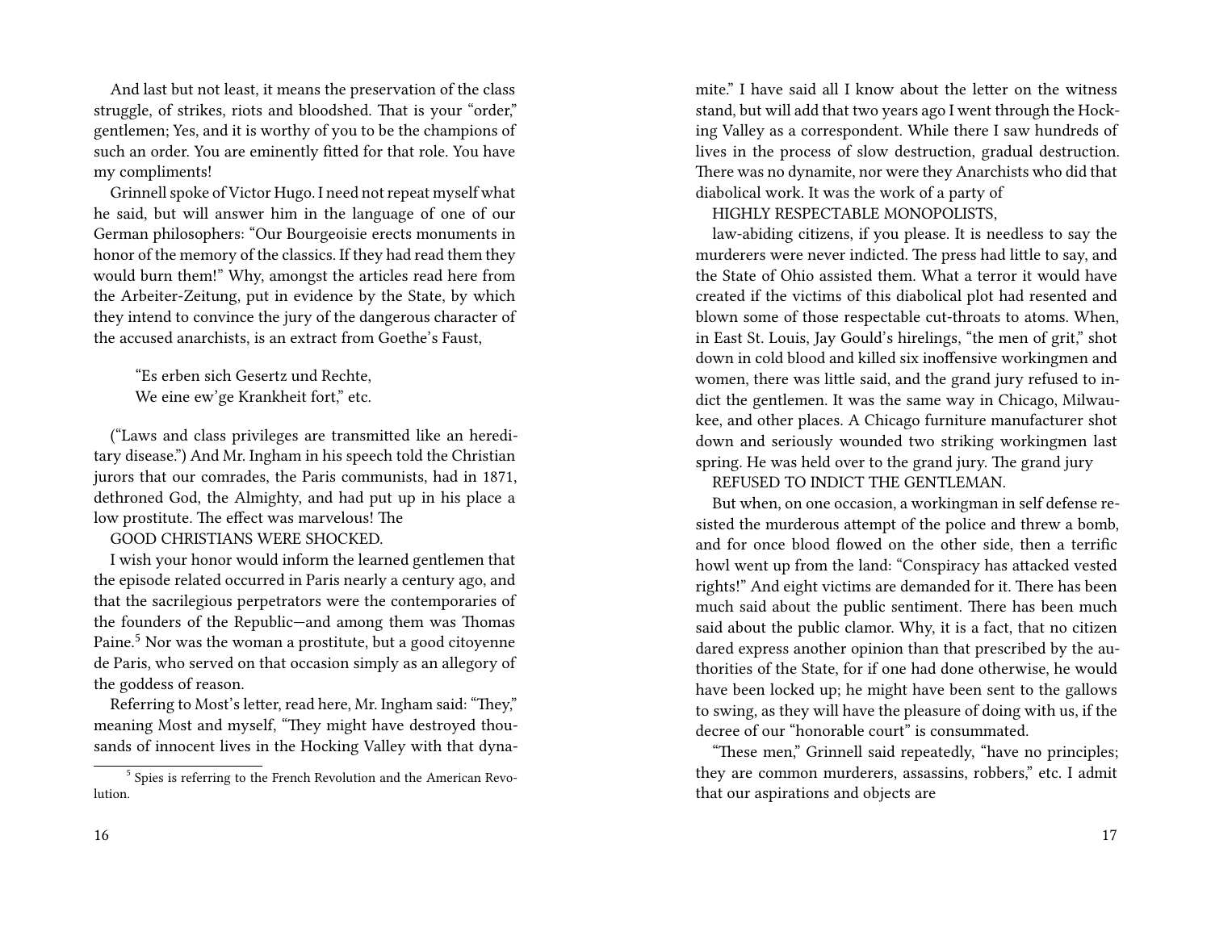And last but not least, it means the preservation of the class struggle, of strikes, riots and bloodshed. That is your "order," gentlemen; Yes, and it is worthy of you to be the champions of such an order. You are eminently fitted for that role. You have my compliments!

Grinnell spoke of Victor Hugo. I need not repeat myself what he said, but will answer him in the language of one of our German philosophers: "Our Bourgeoisie erects monuments in honor of the memory of the classics. If they had read them they would burn them!" Why, amongst the articles read here from the Arbeiter-Zeitung, put in evidence by the State, by which they intend to convince the jury of the dangerous character of the accused anarchists, is an extract from Goethe's Faust,

> "Es erben sich Gesertz und Rechte,
> We eine ew'ge Krankheit fort," etc.

("Laws and class privileges are transmitted like an hereditary disease.") And Mr. Ingham in his speech told the Christian jurors that our comrades, the Paris communists, had in 1871, dethroned God, the Almighty, and had put up in his place a low prostitute. The effect was marvelous! The

GOOD CHRISTIANS WERE SHOCKED.

I wish your honor would inform the learned gentlemen that the episode related occurred in Paris nearly a century ago, and that the sacrilegious perpetrators were the contemporaries of the founders of the Republic—and among them was Thomas Paine.[5] Nor was the woman a prostitute, but a good citoyenne de Paris, who served on that occasion simply as an allegory of the goddess of reason.

Referring to Most's letter, read here, Mr. Ingham said: "They," meaning Most and myself, "They might have destroyed thousands of innocent lives in the Hocking Valley with that dynamite." I have said all I know about the letter on the witness stand, but will add that two years ago I went through the Hocking Valley as a correspondent. While there I saw hundreds of lives in the process of slow destruction, gradual destruction. There was no dynamite, nor were they Anarchists who did that diabolical work. It was the work of a party of

HIGHLY RESPECTABLE MONOPOLISTS,

law-abiding citizens, if you please. It is needless to say the murderers were never indicted. The press had little to say, and the State of Ohio assisted them. What a terror it would have created if the victims of this diabolical plot had resented and blown some of those respectable cut-throats to atoms. When, in East St. Louis, Jay Gould's hirelings, "the men of grit," shot down in cold blood and killed six inoffensive workingmen and women, there was little said, and the grand jury refused to indict the gentlemen. It was the same way in Chicago, Milwaukee, and other places. A Chicago furniture manufacturer shot down and seriously wounded two striking workingmen last spring. He was held over to the grand jury. The grand jury

REFUSED TO INDICT THE GENTLEMAN.

But when, on one occasion, a workingman in self defense resisted the murderous attempt of the police and threw a bomb, and for once blood flowed on the other side, then a terrific howl went up from the land: "Conspiracy has attacked vested rights!" And eight victims are demanded for it. There has been much said about the public sentiment. There has been much said about the public clamor. Why, it is a fact, that no citizen dared express another opinion than that prescribed by the authorities of the State, for if one had done otherwise, he would have been locked up; he might have been sent to the gallows to swing, as they will have the pleasure of doing with us, if the decree of our "honorable court" is consummated.

"These men," Grinnell said repeatedly, "have no principles; they are common murderers, assassins, robbers," etc. I admit that our aspirations and objects are

[5] Spies is referring to the French Revolution and the American Revolution.